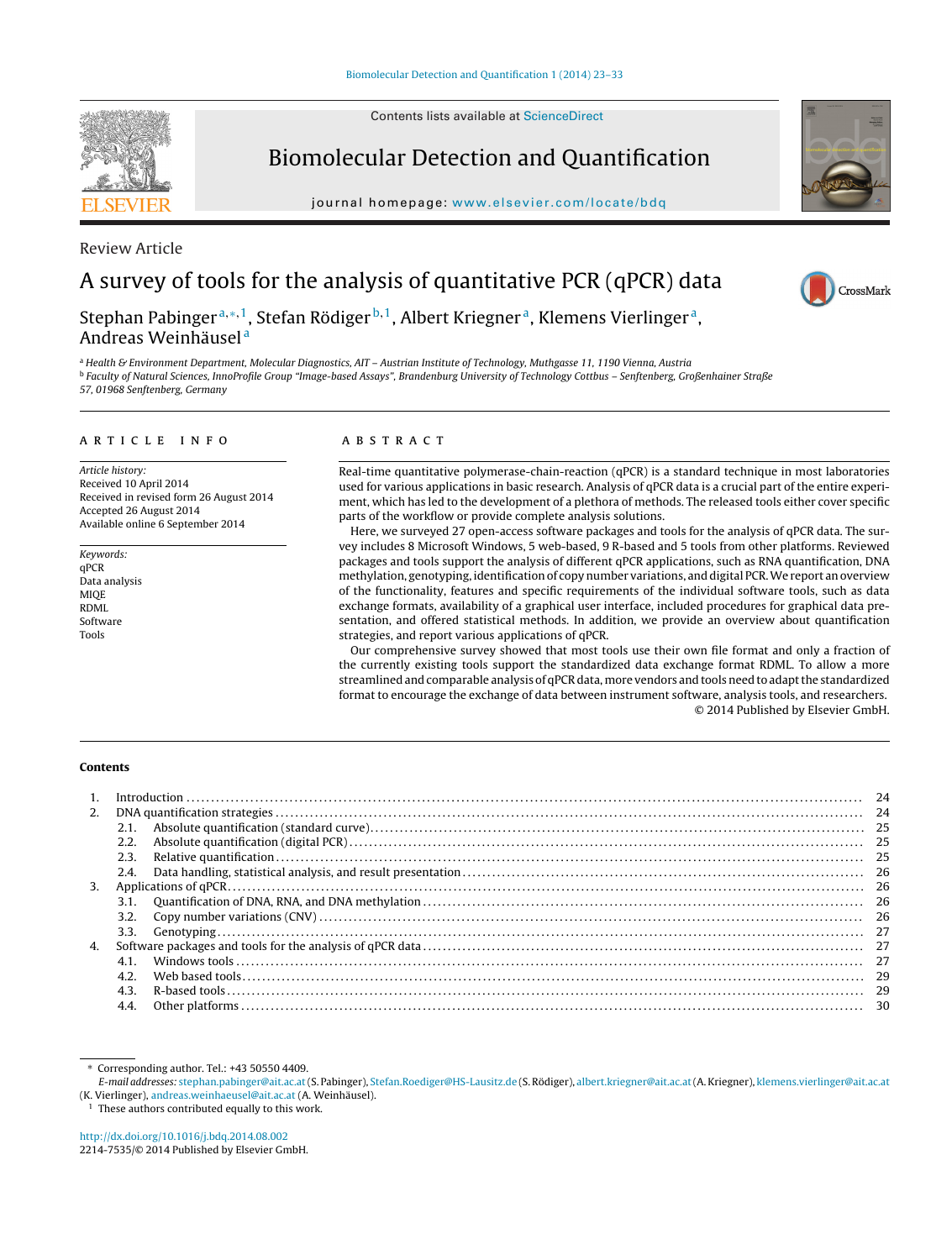Review Article

# A survey of tools for the analysis of quantitative PCR (qPCR) data

Stephan Pabinger[a,*,1], Stefan Rödiger[b,1], Albert Kriegner[a], Klemens Vierlinger[a], Andreas Weinhäusel[a]

[a] Health & Environment Department, Molecular Diagnostics, AIT – Austrian Institute of Technology, Muthgasse 11, 1190 Vienna, Austria
[b] Faculty of Natural Sciences, InnoProfile Group "Image-based Assays", Brandenburg University of Technology Cottbus – Senftenberg, Großenhainer Straße 57, 01968 Senftenberg, Germany

## ARTICLE INFO

*Article history:*
Received 10 April 2014
Received in revised form 26 August 2014
Accepted 26 August 2014
Available online 6 September 2014

*Keywords:*
qPCR
Data analysis
MIQE
RDML
Software
Tools

## ABSTRACT

Real-time quantitative polymerase-chain-reaction (qPCR) is a standard technique in most laboratories used for various applications in basic research. Analysis of qPCR data is a crucial part of the entire experiment, which has led to the development of a plethora of methods. The released tools either cover specific parts of the workflow or provide complete analysis solutions.

Here, we surveyed 27 open-access software packages and tools for the analysis of qPCR data. The survey includes 8 Microsoft Windows, 5 web-based, 9 R-based and 5 tools from other platforms. Reviewed packages and tools support the analysis of different qPCR applications, such as RNA quantification, DNA methylation, genotyping, identification of copy number variations, and digital PCR. We report an overview of the functionality, features and specific requirements of the individual software tools, such as data exchange formats, availability of a graphical user interface, included procedures for graphical data presentation, and offered statistical methods. In addition, we provide an overview about quantification strategies, and report various applications of qPCR.

Our comprehensive survey showed that most tools use their own file format and only a fraction of the currently existing tools support the standardized data exchange format RDML. To allow a more streamlined and comparable analysis of qPCR data, more vendors and tools need to adapt the standardized format to encourage the exchange of data between instrument software, analysis tools, and researchers.

© 2014 Published by Elsevier GmbH.

**Contents**

1. Introduction ... 24
2. DNA quantification strategies ... 24
   2.1. Absolute quantification (standard curve) ... 25
   2.2. Absolute quantification (digital PCR) ... 25
   2.3. Relative quantification ... 25
   2.4. Data handling, statistical analysis, and result presentation ... 26
3. Applications of qPCR ... 26
   3.1. Quantification of DNA, RNA, and DNA methylation ... 26
   3.2. Copy number variations (CNV) ... 26
   3.3. Genotyping ... 27
4. Software packages and tools for the analysis of qPCR data ... 27
   4.1. Windows tools ... 27
   4.2. Web based tools ... 29
   4.3. R-based tools ... 29
   4.4. Other platforms ... 30

* Corresponding author. Tel.: +43 50550 4409.
*E-mail addresses:* stephan.pabinger@ait.ac.at (S. Pabinger), Stefan.Roediger@HS-Lausitz.de (S. Rödiger), albert.kriegner@ait.ac.at (A. Kriegner), klemens.vierlinger@ait.ac.at (K. Vierlinger), andreas.weinhaeusel@ait.ac.at (A. Weinhäusel).
[1] These authors contributed equally to this work.

http://dx.doi.org/10.1016/j.bdq.2014.08.002
2214-7535/© 2014 Published by Elsevier GmbH.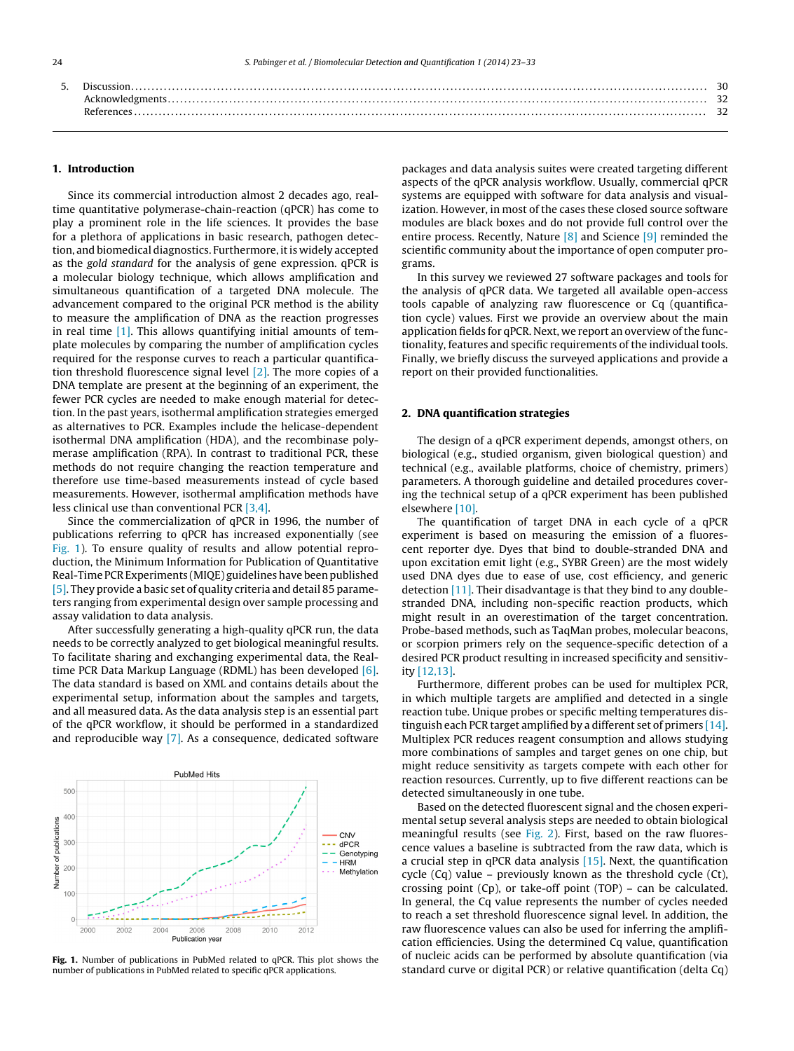| | | |
|---|---|---|
| 5. | Discussion | 30 |
| | Acknowledgments | 32 |
| | References | 32 |

## 1. Introduction

Since its commercial introduction almost 2 decades ago, real-time quantitative polymerase-chain-reaction (qPCR) has come to play a prominent role in the life sciences. It provides the base for a plethora of applications in basic research, pathogen detection, and biomedical diagnostics. Furthermore, it is widely accepted as the *gold standard* for the analysis of gene expression. qPCR is a molecular biology technique, which allows amplification and simultaneous quantification of a targeted DNA molecule. The advancement compared to the original PCR method is the ability to measure the amplification of DNA as the reaction progresses in real time [1]. This allows quantifying initial amounts of template molecules by comparing the number of amplification cycles required for the response curves to reach a particular quantification threshold fluorescence signal level [2]. The more copies of a DNA template are present at the beginning of an experiment, the fewer PCR cycles are needed to make enough material for detection. In the past years, isothermal amplification strategies emerged as alternatives to PCR. Examples include the helicase-dependent isothermal DNA amplification (HDA), and the recombinase polymerase amplification (RPA). In contrast to traditional PCR, these methods do not require changing the reaction temperature and therefore use time-based measurements instead of cycle based measurements. However, isothermal amplification methods have less clinical use than conventional PCR [3,4].

Since the commercialization of qPCR in 1996, the number of publications referring to qPCR has increased exponentially (see Fig. 1). To ensure quality of results and allow potential reproduction, the Minimum Information for Publication of Quantitative Real-Time PCR Experiments (MIQE) guidelines have been published [5]. They provide a basic set of quality criteria and detail 85 parameters ranging from experimental design over sample processing and assay validation to data analysis.

After successfully generating a high-quality qPCR run, the data needs to be correctly analyzed to get biological meaningful results. To facilitate sharing and exchanging experimental data, the Real-time PCR Data Markup Language (RDML) has been developed [6]. The data standard is based on XML and contains details about the experimental setup, information about the samples and targets, and all measured data. As the data analysis step is an essential part of the qPCR workflow, it should be performed in a standardized and reproducible way [7]. As a consequence, dedicated software packages and data analysis suites were created targeting different aspects of the qPCR analysis workflow. Usually, commercial qPCR systems are equipped with software for data analysis and visualization. However, in most of the cases these closed source software modules are black boxes and do not provide full control over the entire process. Recently, Nature [8] and Science [9] reminded the scientific community about the importance of open computer programs.

In this survey we reviewed 27 software packages and tools for the analysis of qPCR data. We targeted all available open-access tools capable of analyzing raw fluorescence or Cq (quantification cycle) values. First we provide an overview about the main application fields for qPCR. Next, we report an overview of the functionality, features and specific requirements of the individual tools. Finally, we briefly discuss the surveyed applications and provide a report on their provided functionalities.

**Fig. 1.** Number of publications in PubMed related to qPCR. This plot shows the number of publications in PubMed related to specific qPCR applications.

## 2. DNA quantification strategies

The design of a qPCR experiment depends, amongst others, on biological (e.g., studied organism, given biological question) and technical (e.g., available platforms, choice of chemistry, primers) parameters. A thorough guideline and detailed procedures covering the technical setup of a qPCR experiment has been published elsewhere [10].

The quantification of target DNA in each cycle of a qPCR experiment is based on measuring the emission of a fluorescent reporter dye. Dyes that bind to double-stranded DNA and upon excitation emit light (e.g., SYBR Green) are the most widely used DNA dyes due to ease of use, cost efficiency, and generic detection [11]. Their disadvantage is that they bind to any double-stranded DNA, including non-specific reaction products, which might result in an overestimation of the target concentration. Probe-based methods, such as TaqMan probes, molecular beacons, or scorpion primers rely on the sequence-specific detection of a desired PCR product resulting in increased specificity and sensitivity [12,13].

Furthermore, different probes can be used for multiplex PCR, in which multiple targets are amplified and detected in a single reaction tube. Unique probes or specific melting temperatures distinguish each PCR target amplified by a different set of primers [14]. Multiplex PCR reduces reagent consumption and allows studying more combinations of samples and target genes on one chip, but might reduce sensitivity as targets compete with each other for reaction resources. Currently, up to five different reactions can be detected simultaneously in one tube.

Based on the detected fluorescent signal and the chosen experimental setup several analysis steps are needed to obtain biological meaningful results (see Fig. 2). First, based on the raw fluorescence values a baseline is subtracted from the raw data, which is a crucial step in qPCR data analysis [15]. Next, the quantification cycle (Cq) value – previously known as the threshold cycle (Ct), crossing point (Cp), or take-off point (TOP) – can be calculated. In general, the Cq value represents the number of cycles needed to reach a set threshold fluorescence signal level. In addition, the raw fluorescence values can also be used for inferring the amplification efficiencies. Using the determined Cq value, quantification of nucleic acids can be performed by absolute quantification (via standard curve or digital PCR) or relative quantification (delta Cq)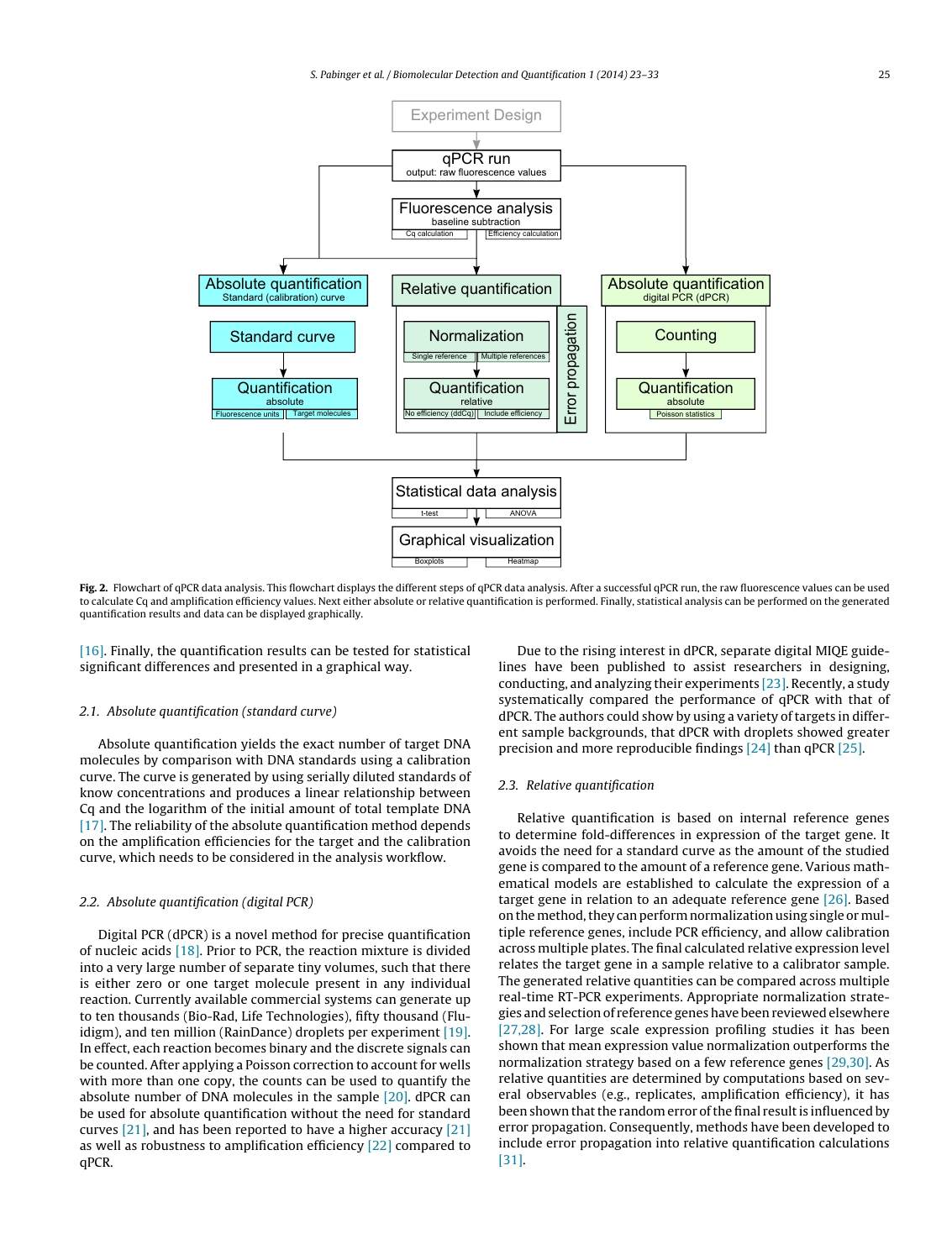Fig. 2. Flowchart of qPCR data analysis. This flowchart displays the different steps of qPCR data analysis. After a successful qPCR run, the raw fluorescence values can be used to calculate Cq and amplification efficiency values. Next either absolute or relative quantification is performed. Finally, statistical analysis can be performed on the generated quantification results and data can be displayed graphically.

[16]. Finally, the quantification results can be tested for statistical significant differences and presented in a graphical way.

### 2.1. Absolute quantification (standard curve)

Absolute quantification yields the exact number of target DNA molecules by comparison with DNA standards using a calibration curve. The curve is generated by using serially diluted standards of know concentrations and produces a linear relationship between Cq and the logarithm of the initial amount of total template DNA [17]. The reliability of the absolute quantification method depends on the amplification efficiencies for the target and the calibration curve, which needs to be considered in the analysis workflow.

### 2.2. Absolute quantification (digital PCR)

Digital PCR (dPCR) is a novel method for precise quantification of nucleic acids [18]. Prior to PCR, the reaction mixture is divided into a very large number of separate tiny volumes, such that there is either zero or one target molecule present in any individual reaction. Currently available commercial systems can generate up to ten thousands (Bio-Rad, Life Technologies), fifty thousand (Fluidigm), and ten million (RainDance) droplets per experiment [19]. In effect, each reaction becomes binary and the discrete signals can be counted. After applying a Poisson correction to account for wells with more than one copy, the counts can be used to quantify the absolute number of DNA molecules in the sample [20]. dPCR can be used for absolute quantification without the need for standard curves [21], and has been reported to have a higher accuracy [21] as well as robustness to amplification efficiency [22] compared to qPCR.

Due to the rising interest in dPCR, separate digital MIQE guidelines have been published to assist researchers in designing, conducting, and analyzing their experiments [23]. Recently, a study systematically compared the performance of qPCR with that of dPCR. The authors could show by using a variety of targets in different sample backgrounds, that dPCR with droplets showed greater precision and more reproducible findings [24] than qPCR [25].

### 2.3. Relative quantification

Relative quantification is based on internal reference genes to determine fold-differences in expression of the target gene. It avoids the need for a standard curve as the amount of the studied gene is compared to the amount of a reference gene. Various mathematical models are established to calculate the expression of a target gene in relation to an adequate reference gene [26]. Based on the method, they can perform normalization using single or multiple reference genes, include PCR efficiency, and allow calibration across multiple plates. The final calculated relative expression level relates the target gene in a sample relative to a calibrator sample. The generated relative quantities can be compared across multiple real-time RT-PCR experiments. Appropriate normalization strategies and selection of reference genes have been reviewed elsewhere [27,28]. For large scale expression profiling studies it has been shown that mean expression value normalization outperforms the normalization strategy based on a few reference genes [29,30]. As relative quantities are determined by computations based on several observables (e.g., replicates, amplification efficiency), it has been shown that the random error of the final result is influenced by error propagation. Consequently, methods have been developed to include error propagation into relative quantification calculations [31].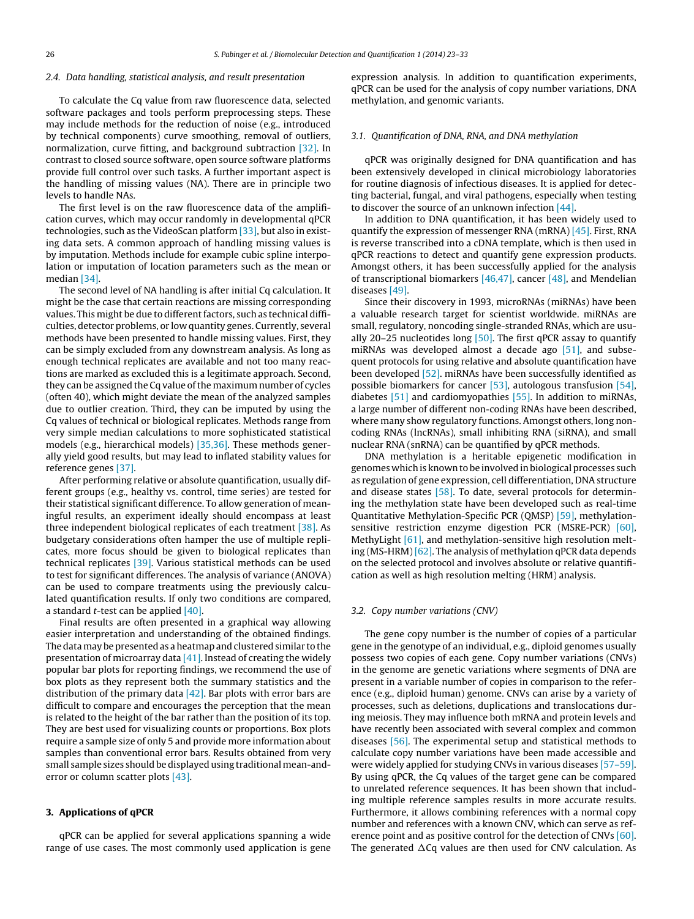### 2.4. Data handling, statistical analysis, and result presentation

To calculate the Cq value from raw fluorescence data, selected software packages and tools perform preprocessing steps. These may include methods for the reduction of noise (e.g., introduced by technical components) curve smoothing, removal of outliers, normalization, curve fitting, and background subtraction [32]. In contrast to closed source software, open source software platforms provide full control over such tasks. A further important aspect is the handling of missing values (NA). There are in principle two levels to handle NAs.

The first level is on the raw fluorescence data of the amplification curves, which may occur randomly in developmental qPCR technologies, such as the VideoScan platform [33], but also in existing data sets. A common approach of handling missing values is by imputation. Methods include for example cubic spline interpolation or imputation of location parameters such as the mean or median [34].

The second level of NA handling is after initial Cq calculation. It might be the case that certain reactions are missing corresponding values. This might be due to different factors, such as technical difficulties, detector problems, or low quantity genes. Currently, several methods have been presented to handle missing values. First, they can be simply excluded from any downstream analysis. As long as enough technical replicates are available and not too many reactions are marked as excluded this is a legitimate approach. Second, they can be assigned the Cq value of the maximum number of cycles (often 40), which might deviate the mean of the analyzed samples due to outlier creation. Third, they can be imputed by using the Cq values of technical or biological replicates. Methods range from very simple median calculations to more sophisticated statistical models (e.g., hierarchical models) [35,36]. These methods generally yield good results, but may lead to inflated stability values for reference genes [37].

After performing relative or absolute quantification, usually different groups (e.g., healthy vs. control, time series) are tested for their statistical significant difference. To allow generation of meaningful results, an experiment ideally should encompass at least three independent biological replicates of each treatment [38]. As budgetary considerations often hamper the use of multiple replicates, more focus should be given to biological replicates than technical replicates [39]. Various statistical methods can be used to test for significant differences. The analysis of variance (ANOVA) can be used to compare treatments using the previously calculated quantification results. If only two conditions are compared, a standard *t*-test can be applied [40].

Final results are often presented in a graphical way allowing easier interpretation and understanding of the obtained findings. The data may be presented as a heatmap and clustered similar to the presentation of microarray data [41]. Instead of creating the widely popular bar plots for reporting findings, we recommend the use of box plots as they represent both the summary statistics and the distribution of the primary data [42]. Bar plots with error bars are difficult to compare and encourages the perception that the mean is related to the height of the bar rather than the position of its top. They are best used for visualizing counts or proportions. Box plots require a sample size of only 5 and provide more information about samples than conventional error bars. Results obtained from very small sample sizes should be displayed using traditional mean-and-error or column scatter plots [43].

## 3. Applications of qPCR

qPCR can be applied for several applications spanning a wide range of use cases. The most commonly used application is gene expression analysis. In addition to quantification experiments, qPCR can be used for the analysis of copy number variations, DNA methylation, and genomic variants.

### 3.1. Quantification of DNA, RNA, and DNA methylation

qPCR was originally designed for DNA quantification and has been extensively developed in clinical microbiology laboratories for routine diagnosis of infectious diseases. It is applied for detecting bacterial, fungal, and viral pathogens, especially when testing to discover the source of an unknown infection [44].

In addition to DNA quantification, it has been widely used to quantify the expression of messenger RNA (mRNA) [45]. First, RNA is reverse transcribed into a cDNA template, which is then used in qPCR reactions to detect and quantify gene expression products. Amongst others, it has been successfully applied for the analysis of transcriptional biomarkers [46,47], cancer [48], and Mendelian diseases [49].

Since their discovery in 1993, microRNAs (miRNAs) have been a valuable research target for scientist worldwide. miRNAs are small, regulatory, noncoding single-stranded RNAs, which are usually 20–25 nucleotides long [50]. The first qPCR assay to quantify miRNAs was developed almost a decade ago [51], and subsequent protocols for using relative and absolute quantification have been developed [52]. miRNAs have been successfully identified as possible biomarkers for cancer [53], autologous transfusion [54], diabetes [51] and cardiomyopathies [55]. In addition to miRNAs, a large number of different non-coding RNAs have been described, where many show regulatory functions. Amongst others, long non-coding RNAs (lncRNAs), small inhibiting RNA (siRNA), and small nuclear RNA (snRNA) can be quantified by qPCR methods.

DNA methylation is a heritable epigenetic modification in genomes which is known to be involved in biological processes such as regulation of gene expression, cell differentiation, DNA structure and disease states [58]. To date, several protocols for determining the methylation state have been developed such as real-time Quantitative Methylation-Specific PCR (QMSP) [59], methylation-sensitive restriction enzyme digestion PCR (MSRE-PCR) [60], MethyLight [61], and methylation-sensitive high resolution melting (MS-HRM) [62]. The analysis of methylation qPCR data depends on the selected protocol and involves absolute or relative quantification as well as high resolution melting (HRM) analysis.

### 3.2. Copy number variations (CNV)

The gene copy number is the number of copies of a particular gene in the genotype of an individual, e.g., diploid genomes usually possess two copies of each gene. Copy number variations (CNVs) in the genome are genetic variations where segments of DNA are present in a variable number of copies in comparison to the reference (e.g., diploid human) genome. CNVs can arise by a variety of processes, such as deletions, duplications and translocations during meiosis. They may influence both mRNA and protein levels and have recently been associated with several complex and common diseases [56]. The experimental setup and statistical methods to calculate copy number variations have been made accessible and were widely applied for studying CNVs in various diseases [57–59]. By using qPCR, the Cq values of the target gene can be compared to unrelated reference sequences. It has been shown that including multiple reference samples results in more accurate results. Furthermore, it allows combining references with a normal copy number and references with a known CNV, which can serve as reference point and as positive control for the detection of CNVs [60]. The generated $\Delta$Cq values are then used for CNV calculation. As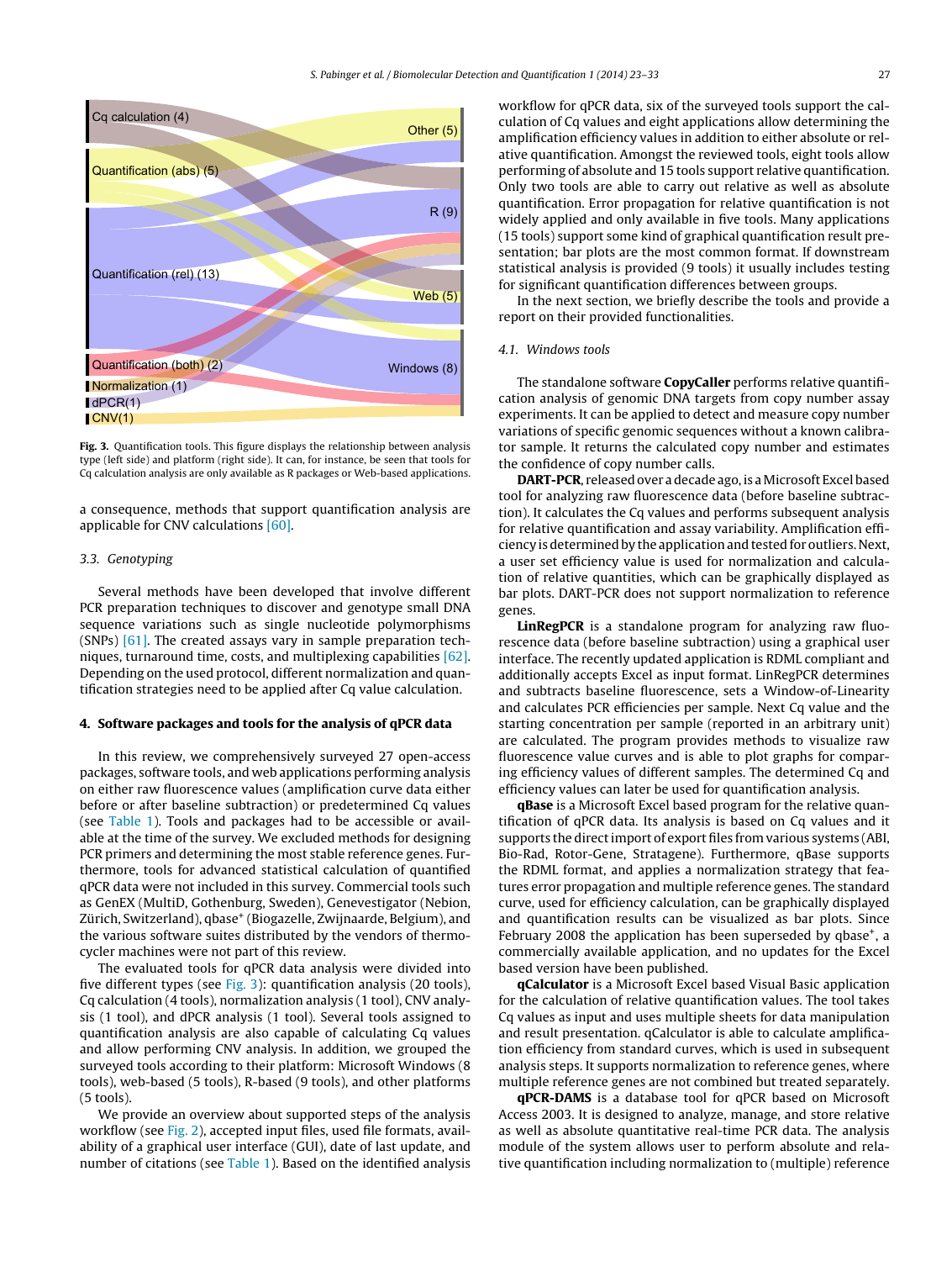Cq calculation (4)
Quantification (abs) (5)
Quantification (rel) (13)
Quantification (both) (2)
Normalization (1)
dPCR(1)
CNV(1)
Other (5)
R (9)
Web (5)
Windows (8)

**Fig. 3.** Quantification tools. This figure displays the relationship between analysis type (left side) and platform (right side). It can, for instance, be seen that tools for Cq calculation analysis are only available as R packages or Web-based applications.

a consequence, methods that support quantification analysis are applicable for CNV calculations [60].

### 3.3. Genotyping

Several methods have been developed that involve different PCR preparation techniques to discover and genotype small DNA sequence variations such as single nucleotide polymorphisms (SNPs) [61]. The created assays vary in sample preparation techniques, turnaround time, costs, and multiplexing capabilities [62]. Depending on the used protocol, different normalization and quantification strategies need to be applied after Cq value calculation.

## 4. Software packages and tools for the analysis of qPCR data

In this review, we comprehensively surveyed 27 open-access packages, software tools, and web applications performing analysis on either raw fluorescence values (amplification curve data either before or after baseline subtraction) or predetermined Cq values (see Table 1). Tools and packages had to be accessible or available at the time of the survey. We excluded methods for designing PCR primers and determining the most stable reference genes. Furthermore, tools for advanced statistical calculation of quantified qPCR data were not included in this survey. Commercial tools such as GenEX (MultiD, Gothenburg, Sweden), Genevestigator (Nebion, Zürich, Switzerland), qbase+ (Biogazelle, Zwijnaarde, Belgium), and the various software suites distributed by the vendors of thermocycler machines were not part of this review.

The evaluated tools for qPCR data analysis were divided into five different types (see Fig. 3): quantification analysis (20 tools), Cq calculation (4 tools), normalization analysis (1 tool), CNV analysis (1 tool), and dPCR analysis (1 tool). Several tools assigned to quantification analysis are also capable of calculating Cq values and allow performing CNV analysis. In addition, we grouped the surveyed tools according to their platform: Microsoft Windows (8 tools), web-based (5 tools), R-based (9 tools), and other platforms (5 tools).

We provide an overview about supported steps of the analysis workflow (see Fig. 2), accepted input files, used file formats, availability of a graphical user interface (GUI), date of last update, and number of citations (see Table 1). Based on the identified analysis workflow for qPCR data, six of the surveyed tools support the calculation of Cq values and eight applications allow determining the amplification efficiency values in addition to either absolute or relative quantification. Amongst the reviewed tools, eight tools allow performing of absolute and 15 tools support relative quantification. Only two tools are able to carry out relative as well as absolute quantification. Error propagation for relative quantification is not widely applied and only available in five tools. Many applications (15 tools) support some kind of graphical quantification result presentation; bar plots are the most common format. If downstream statistical analysis is provided (9 tools) it usually includes testing for significant quantification differences between groups.

In the next section, we briefly describe the tools and provide a report on their provided functionalities.

### 4.1. Windows tools

The standalone software **CopyCaller** performs relative quantification analysis of genomic DNA targets from copy number assay experiments. It can be applied to detect and measure copy number variations of specific genomic sequences without a known calibrator sample. It returns the calculated copy number and estimates the confidence of copy number calls.

**DART-PCR**, released over a decade ago, is a Microsoft Excel based tool for analyzing raw fluorescence data (before baseline subtraction). It calculates the Cq values and performs subsequent analysis for relative quantification and assay variability. Amplification efficiency is determined by the application and tested for outliers. Next, a user set efficiency value is used for normalization and calculation of relative quantities, which can be graphically displayed as bar plots. DART-PCR does not support normalization to reference genes.

**LinRegPCR** is a standalone program for analyzing raw fluorescence data (before baseline subtraction) using a graphical user interface. The recently updated application is RDML compliant and additionally accepts Excel as input format. LinRegPCR determines and subtracts baseline fluorescence, sets a Window-of-Linearity and calculates PCR efficiencies per sample. Next Cq value and the starting concentration per sample (reported in an arbitrary unit) are calculated. The program provides methods to visualize raw fluorescence value curves and is able to plot graphs for comparing efficiency values of different samples. The determined Cq and efficiency values can later be used for quantification analysis.

**qBase** is a Microsoft Excel based program for the relative quantification of qPCR data. Its analysis is based on Cq values and it supports the direct import of export files from various systems (ABI, Bio-Rad, Rotor-Gene, Stratagene). Furthermore, qBase supports the RDML format, and applies a normalization strategy that features error propagation and multiple reference genes. The standard curve, used for efficiency calculation, can be graphically displayed and quantification results can be visualized as bar plots. Since February 2008 the application has been superseded by qbase+, a commercially available application, and no updates for the Excel based version have been published.

**qCalculator** is a Microsoft Excel based Visual Basic application for the calculation of relative quantification values. The tool takes Cq values as input and uses multiple sheets for data manipulation and result presentation. qCalculator is able to calculate amplification efficiency from standard curves, which is used in subsequent analysis steps. It supports normalization to reference genes, where multiple reference genes are not combined but treated separately.

**qPCR-DAMS** is a database tool for qPCR based on Microsoft Access 2003. It is designed to analyze, manage, and store relative as well as absolute quantitative real-time PCR data. The analysis module of the system allows user to perform absolute and relative quantification including normalization to (multiple) reference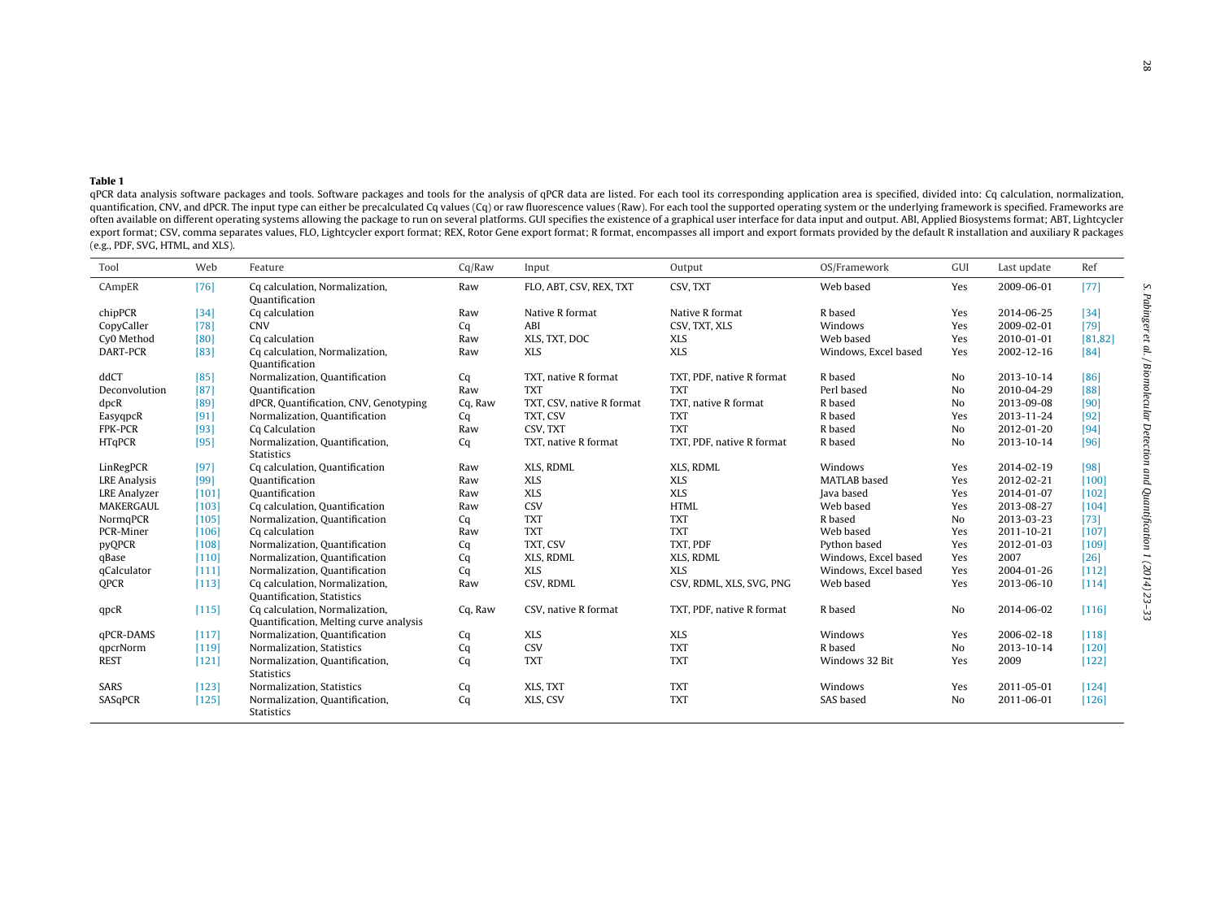**Table 1**
qPCR data analysis software packages and tools. Software packages and tools for the analysis of qPCR data are listed. For each tool its corresponding application area is specified, divided into: Cq calculation, normalization, quantification, CNV, and dPCR. The input type can either be precalculated Cq values (Cq) or raw fluorescence values (Raw). For each tool the supported operating system or the underlying framework is specified. Frameworks are often available on different operating systems allowing the package to run on several platforms. GUI specifies the existence of a graphical user interface for data input and output. ABI, Applied Biosystems format; ABT, Lightcycler export format; CSV, comma separates values, FLO, Lightcycler export format; REX, Rotor Gene export format; R format, encompasses all import and export formats provided by the default R installation and auxiliary R packages (e.g., PDF, SVG, HTML, and XLS).

| Tool | Web | Feature | Cq/Raw | Input | Output | OS/Framework | GUI | Last update | Ref |
|---|---|---|---|---|---|---|---|---|---|
| CAmpER | [76] | Cq calculation, Normalization, Quantification | Raw | FLO, ABT, CSV, REX, TXT | CSV, TXT | Web based | Yes | 2009-06-01 | [77] |
| chipPCR | [34] | Cq calculation | Raw | Native R format | Native R format | R based | Yes | 2014-06-25 | [34] |
| CopyCaller | [78] | CNV | Cq | ABI | CSV, TXT, XLS | Windows | Yes | 2009-02-01 | [79] |
| Cy0 Method | [80] | Cq calculation | Raw | XLS, TXT, DOC | XLS | Web based | Yes | 2010-01-01 | [81,82] |
| DART-PCR | [83] | Cq calculation, Normalization, Quantification | Raw | XLS | XLS | Windows, Excel based | Yes | 2002-12-16 | [84] |
| ddCT | [85] | Normalization, Quantification | Cq | TXT, native R format | TXT, PDF, native R format | R based | No | 2013-10-14 | [86] |
| Deconvolution | [87] | Quantification | Raw | TXT | TXT | Perl based | No | 2010-04-29 | [88] |
| dpcR | [89] | dPCR, Quantification, CNV, Genotyping | Cq, Raw | TXT, CSV, native R format | TXT, native R format | R based | No | 2013-09-08 | [90] |
| EasyqpcR | [91] | Normalization, Quantification | Cq | TXT, CSV | TXT | R based | Yes | 2013-11-24 | [92] |
| FPK-PCR | [93] | Cq Calculation | Raw | CSV, TXT | TXT | R based | No | 2012-01-20 | [94] |
| HTqPCR | [95] | Normalization, Quantification, Statistics | Cq | TXT, native R format | TXT, PDF, native R format | R based | No | 2013-10-14 | [96] |
| LinRegPCR | [97] | Cq calculation, Quantification | Raw | XLS, RDML | XLS, RDML | Windows | Yes | 2014-02-19 | [98] |
| LRE Analysis | [99] | Quantification | Raw | XLS | XLS | MATLAB based | Yes | 2012-02-21 | [100] |
| LRE Analyzer | [101] | Quantification | Raw | XLS | XLS | Java based | Yes | 2014-01-07 | [102] |
| MAKERGAUL | [103] | Cq calculation, Quantification | Raw | CSV | HTML | Web based | Yes | 2013-08-27 | [104] |
| NormqPCR | [105] | Normalization, Quantification | Cq | TXT | TXT | R based | No | 2013-03-23 | [73] |
| PCR-Miner | [106] | Cq calculation | Raw | TXT | TXT | Web based | Yes | 2011-10-21 | [107] |
| pyQPCR | [108] | Normalization, Quantification | Cq | TXT, CSV | TXT, PDF | Python based | Yes | 2012-01-03 | [109] |
| qBase | [110] | Normalization, Quantification | Cq | XLS, RDML | XLS, RDML | Windows, Excel based | Yes | 2007 | [26] |
| qCalculator | [111] | Normalization, Quantification | Cq | XLS | XLS | Windows, Excel based | Yes | 2004-01-26 | [112] |
| QPCR | [113] | Cq calculation, Normalization, Quantification, Statistics | Raw | CSV, RDML | CSV, RDML, XLS, SVG, PNG | Web based | Yes | 2013-06-10 | [114] |
| qpcR | [115] | Cq calculation, Normalization, Quantification, Melting curve analysis | Cq, Raw | CSV, native R format | TXT, PDF, native R format | R based | No | 2014-06-02 | [116] |
| qPCR-DAMS | [117] | Normalization, Quantification | Cq | XLS | XLS | Windows | Yes | 2006-02-18 | [118] |
| qpcrNorm | [119] | Normalization, Statistics | Cq | CSV | TXT | R based | No | 2013-10-14 | [120] |
| REST | [121] | Normalization, Quantification, Statistics | Cq | TXT | TXT | Windows 32 Bit | Yes | 2009 | [122] |
| SARS | [123] | Normalization, Statistics | Cq | XLS, TXT | TXT | Windows | Yes | 2011-05-01 | [124] |
| SASqPCR | [125] | Normalization, Quantification, Statistics | Cq | XLS, CSV | TXT | SAS based | No | 2011-06-01 | [126] |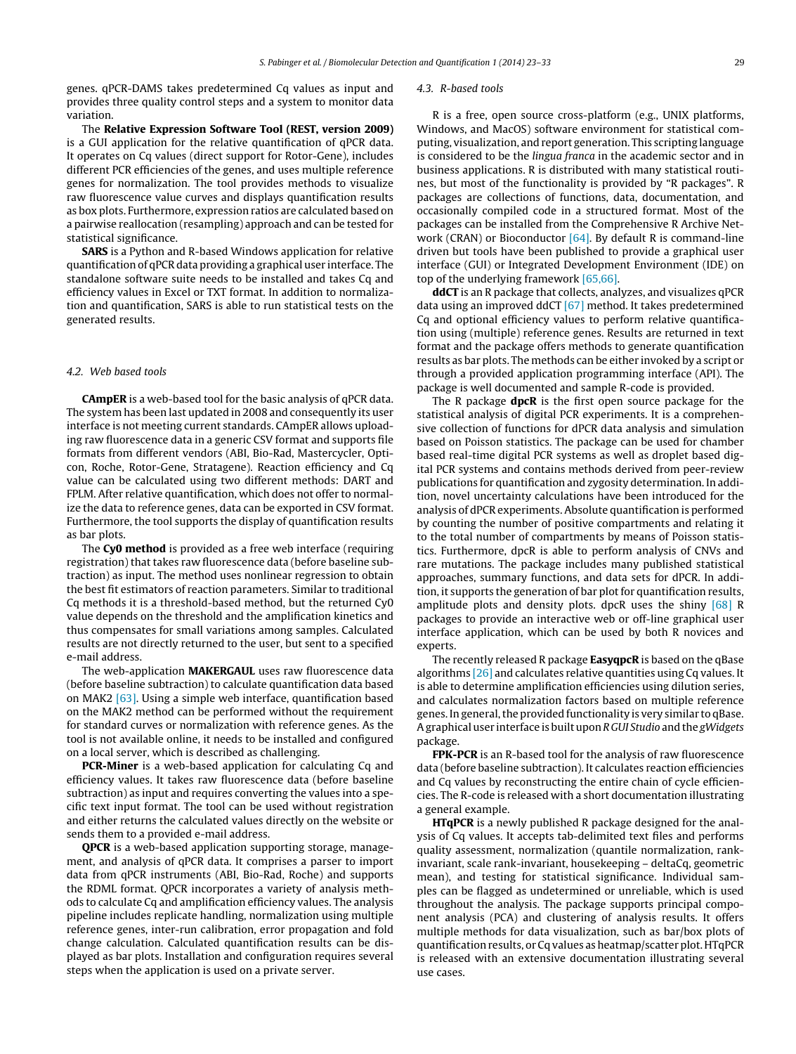genes. qPCR-DAMS takes predetermined Cq values as input and provides three quality control steps and a system to monitor data variation.

The **Relative Expression Software Tool (REST, version 2009)** is a GUI application for the relative quantification of qPCR data. It operates on Cq values (direct support for Rotor-Gene), includes different PCR efficiencies of the genes, and uses multiple reference genes for normalization. The tool provides methods to visualize raw fluorescence value curves and displays quantification results as box plots. Furthermore, expression ratios are calculated based on a pairwise reallocation (resampling) approach and can be tested for statistical significance.

**SARS** is a Python and R-based Windows application for relative quantification of qPCR data providing a graphical user interface. The standalone software suite needs to be installed and takes Cq and efficiency values in Excel or TXT format. In addition to normalization and quantification, SARS is able to run statistical tests on the generated results.

### 4.2. Web based tools

**CAmpER** is a web-based tool for the basic analysis of qPCR data. The system has been last updated in 2008 and consequently its user interface is not meeting current standards. CAmpER allows uploading raw fluorescence data in a generic CSV format and supports file formats from different vendors (ABI, Bio-Rad, Mastercycler, Opticon, Roche, Rotor-Gene, Stratagene). Reaction efficiency and Cq value can be calculated using two different methods: DART and FPLM. After relative quantification, which does not offer to normalize the data to reference genes, data can be exported in CSV format. Furthermore, the tool supports the display of quantification results as bar plots.

The **Cy0 method** is provided as a free web interface (requiring registration) that takes raw fluorescence data (before baseline subtraction) as input. The method uses nonlinear regression to obtain the best fit estimators of reaction parameters. Similar to traditional Cq methods it is a threshold-based method, but the returned Cy0 value depends on the threshold and the amplification kinetics and thus compensates for small variations among samples. Calculated results are not directly returned to the user, but sent to a specified e-mail address.

The web-application **MAKERGAUL** uses raw fluorescence data (before baseline subtraction) to calculate quantification data based on MAK2 [63]. Using a simple web interface, quantification based on the MAK2 method can be performed without the requirement for standard curves or normalization with reference genes. As the tool is not available online, it needs to be installed and configured on a local server, which is described as challenging.

**PCR-Miner** is a web-based application for calculating Cq and efficiency values. It takes raw fluorescence data (before baseline subtraction) as input and requires converting the values into a specific text input format. The tool can be used without registration and either returns the calculated values directly on the website or sends them to a provided e-mail address.

**QPCR** is a web-based application supporting storage, management, and analysis of qPCR data. It comprises a parser to import data from qPCR instruments (ABI, Bio-Rad, Roche) and supports the RDML format. QPCR incorporates a variety of analysis methods to calculate Cq and amplification efficiency values. The analysis pipeline includes replicate handling, normalization using multiple reference genes, inter-run calibration, error propagation and fold change calculation. Calculated quantification results can be displayed as bar plots. Installation and configuration requires several steps when the application is used on a private server.

### 4.3. R-based tools

R is a free, open source cross-platform (e.g., UNIX platforms, Windows, and MacOS) software environment for statistical computing, visualization, and report generation. This scripting language is considered to be the *lingua franca* in the academic sector and in business applications. R is distributed with many statistical routines, but most of the functionality is provided by "R packages". R packages are collections of functions, data, documentation, and occasionally compiled code in a structured format. Most of the packages can be installed from the Comprehensive R Archive Network (CRAN) or Bioconductor [64]. By default R is command-line driven but tools have been published to provide a graphical user interface (GUI) or Integrated Development Environment (IDE) on top of the underlying framework [65,66].

**ddCT** is an R package that collects, analyzes, and visualizes qPCR data using an improved ddCT [67] method. It takes predetermined Cq and optional efficiency values to perform relative quantification using (multiple) reference genes. Results are returned in text format and the package offers methods to generate quantification results as bar plots. The methods can be either invoked by a script or through a provided application programming interface (API). The package is well documented and sample R-code is provided.

The R package **dpcR** is the first open source package for the statistical analysis of digital PCR experiments. It is a comprehensive collection of functions for dPCR data analysis and simulation based on Poisson statistics. The package can be used for chamber based real-time digital PCR systems as well as droplet based digital PCR systems and contains methods derived from peer-review publications for quantification and zygosity determination. In addition, novel uncertainty calculations have been introduced for the analysis of dPCR experiments. Absolute quantification is performed by counting the number of positive compartments and relating it to the total number of compartments by means of Poisson statistics. Furthermore, dpcR is able to perform analysis of CNVs and rare mutations. The package includes many published statistical approaches, summary functions, and data sets for dPCR. In addition, it supports the generation of bar plot for quantification results, amplitude plots and density plots. dpcR uses the shiny [68] R packages to provide an interactive web or off-line graphical user interface application, which can be used by both R novices and experts.

The recently released R package **EasyqpcR** is based on the qBase algorithms [26] and calculates relative quantities using Cq values. It is able to determine amplification efficiencies using dilution series, and calculates normalization factors based on multiple reference genes. In general, the provided functionality is very similar to qBase. A graphical user interface is built upon *R GUI Studio* and the *gWidgets* package.

**FPK-PCR** is an R-based tool for the analysis of raw fluorescence data (before baseline subtraction). It calculates reaction efficiencies and Cq values by reconstructing the entire chain of cycle efficiencies. The R-code is released with a short documentation illustrating a general example.

**HTqPCR** is a newly published R package designed for the analysis of Cq values. It accepts tab-delimited text files and performs quality assessment, normalization (quantile normalization, rank-invariant, scale rank-invariant, housekeeping – deltaCq, geometric mean), and testing for statistical significance. Individual samples can be flagged as undetermined or unreliable, which is used throughout the analysis. The package supports principal component analysis (PCA) and clustering of analysis results. It offers multiple methods for data visualization, such as bar/box plots of quantification results, or Cq values as heatmap/scatter plot. HTqPCR is released with an extensive documentation illustrating several use cases.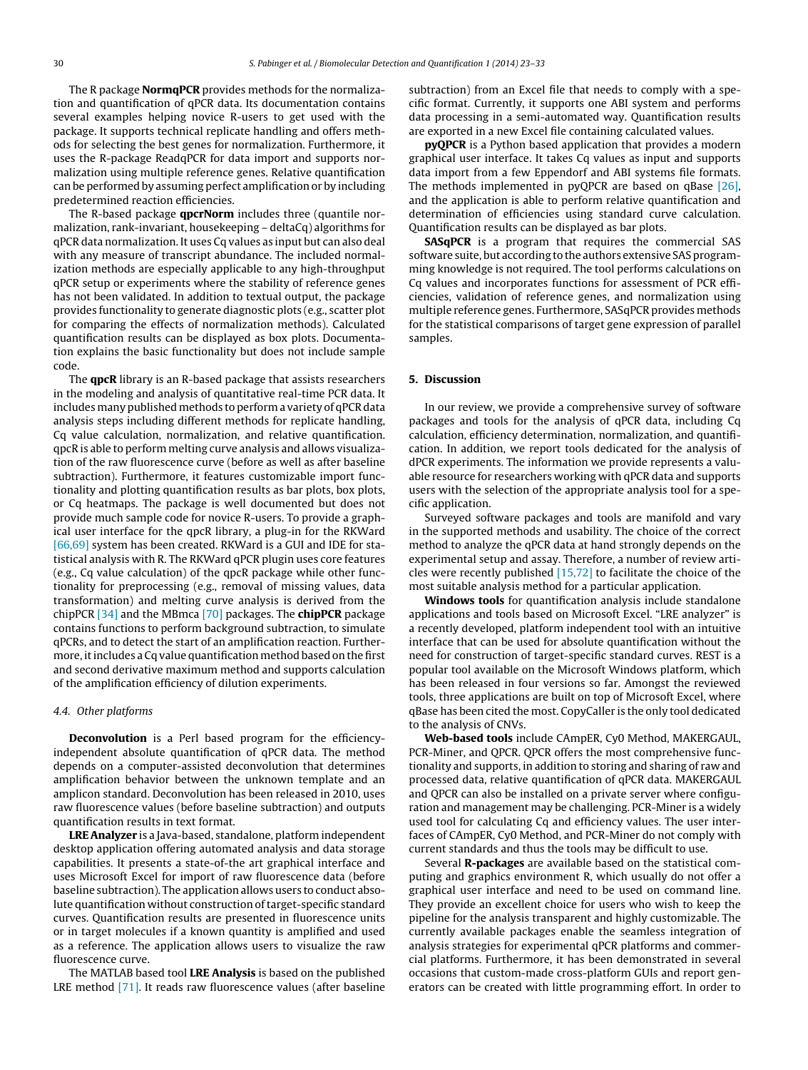The R package **NormqPCR** provides methods for the normalization and quantification of qPCR data. Its documentation contains several examples helping novice R-users to get used with the package. It supports technical replicate handling and offers methods for selecting the best genes for normalization. Furthermore, it uses the R-package ReadqPCR for data import and supports normalization using multiple reference genes. Relative quantification can be performed by assuming perfect amplification or by including predetermined reaction efficiencies.

The R-based package **qpcrNorm** includes three (quantile normalization, rank-invariant, housekeeping – deltaCq) algorithms for qPCR data normalization. It uses Cq values as input but can also deal with any measure of transcript abundance. The included normalization methods are especially applicable to any high-throughput qPCR setup or experiments where the stability of reference genes has not been validated. In addition to textual output, the package provides functionality to generate diagnostic plots (e.g., scatter plot for comparing the effects of normalization methods). Calculated quantification results can be displayed as box plots. Documentation explains the basic functionality but does not include sample code.

The **qpcR** library is an R-based package that assists researchers in the modeling and analysis of quantitative real-time PCR data. It includes many published methods to perform a variety of qPCR data analysis steps including different methods for replicate handling, Cq value calculation, normalization, and relative quantification. qpcR is able to perform melting curve analysis and allows visualization of the raw fluorescence curve (before as well as after baseline subtraction). Furthermore, it features customizable import functionality and plotting quantification results as bar plots, box plots, or Cq heatmaps. The package is well documented but does not provide much sample code for novice R-users. To provide a graphical user interface for the qpcR library, a plug-in for the RKWard [66,69] system has been created. RKWard is a GUI and IDE for statistical analysis with R. The RKWard qPCR plugin uses core features (e.g., Cq value calculation) of the qpcR package while other functionality for preprocessing (e.g., removal of missing values, data transformation) and melting curve analysis is derived from the chipPCR [34] and the MBmca [70] packages. The **chipPCR** package contains functions to perform background subtraction, to simulate qPCRs, and to detect the start of an amplification reaction. Furthermore, it includes a Cq value quantification method based on the first and second derivative maximum method and supports calculation of the amplification efficiency of dilution experiments.

### 4.4. Other platforms

**Deconvolution** is a Perl based program for the efficiency-independent absolute quantification of qPCR data. The method depends on a computer-assisted deconvolution that determines amplification behavior between the unknown template and an amplicon standard. Deconvolution has been released in 2010, uses raw fluorescence values (before baseline subtraction) and outputs quantification results in text format.

**LRE Analyzer** is a Java-based, standalone, platform independent desktop application offering automated analysis and data storage capabilities. It presents a state-of-the art graphical interface and uses Microsoft Excel for import of raw fluorescence data (before baseline subtraction). The application allows users to conduct absolute quantification without construction of target-specific standard curves. Quantification results are presented in fluorescence units or in target molecules if a known quantity is amplified and used as a reference. The application allows users to visualize the raw fluorescence curve.

The MATLAB based tool **LRE Analysis** is based on the published LRE method [71]. It reads raw fluorescence values (after baseline subtraction) from an Excel file that needs to comply with a specific format. Currently, it supports one ABI system and performs data processing in a semi-automated way. Quantification results are exported in a new Excel file containing calculated values.

**pyQPCR** is a Python based application that provides a modern graphical user interface. It takes Cq values as input and supports data import from a few Eppendorf and ABI systems file formats. The methods implemented in pyQPCR are based on qBase [26], and the application is able to perform relative quantification and determination of efficiencies using standard curve calculation. Quantification results can be displayed as bar plots.

**SASqPCR** is a program that requires the commercial SAS software suite, but according to the authors extensive SAS programming knowledge is not required. The tool performs calculations on Cq values and incorporates functions for assessment of PCR efficiencies, validation of reference genes, and normalization using multiple reference genes. Furthermore, SASqPCR provides methods for the statistical comparisons of target gene expression of parallel samples.

## 5. Discussion

In our review, we provide a comprehensive survey of software packages and tools for the analysis of qPCR data, including Cq calculation, efficiency determination, normalization, and quantification. In addition, we report tools dedicated for the analysis of dPCR experiments. The information we provide represents a valuable resource for researchers working with qPCR data and supports users with the selection of the appropriate analysis tool for a specific application.

Surveyed software packages and tools are manifold and vary in the supported methods and usability. The choice of the correct method to analyze the qPCR data at hand strongly depends on the experimental setup and assay. Therefore, a number of review articles were recently published [15,72] to facilitate the choice of the most suitable analysis method for a particular application.

**Windows tools** for quantification analysis include standalone applications and tools based on Microsoft Excel. "LRE analyzer" is a recently developed, platform independent tool with an intuitive interface that can be used for absolute quantification without the need for construction of target-specific standard curves. REST is a popular tool available on the Microsoft Windows platform, which has been released in four versions so far. Amongst the reviewed tools, three applications are built on top of Microsoft Excel, where qBase has been cited the most. CopyCaller is the only tool dedicated to the analysis of CNVs.

**Web-based tools** include CAmpER, Cy0 Method, MAKERGAUL, PCR-Miner, and QPCR. QPCR offers the most comprehensive functionality and supports, in addition to storing and sharing of raw and processed data, relative quantification of qPCR data. MAKERGAUL and QPCR can also be installed on a private server where configuration and management may be challenging. PCR-Miner is a widely used tool for calculating Cq and efficiency values. The user interfaces of CAmpER, Cy0 Method, and PCR-Miner do not comply with current standards and thus the tools may be difficult to use.

Several **R-packages** are available based on the statistical computing and graphics environment R, which usually do not offer a graphical user interface and need to be used on command line. They provide an excellent choice for users who wish to keep the pipeline for the analysis transparent and highly customizable. The currently available packages enable the seamless integration of analysis strategies for experimental qPCR platforms and commercial platforms. Furthermore, it has been demonstrated in several occasions that custom-made cross-platform GUIs and report generators can be created with little programming effort. In order to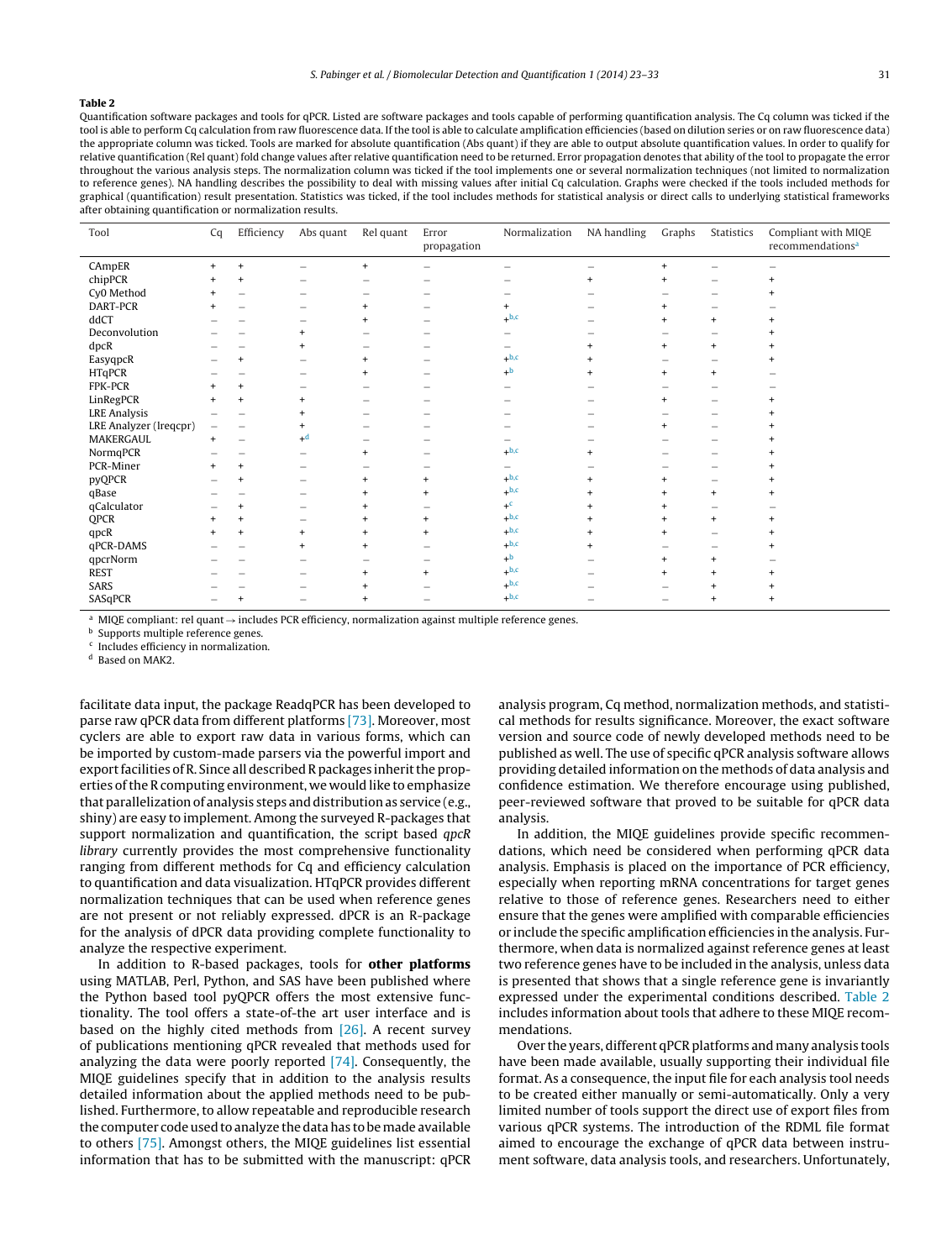**Table 2**

Quantification software packages and tools for qPCR. Listed are software packages and tools capable of performing quantification analysis. The Cq column was ticked if the tool is able to perform Cq calculation from raw fluorescence data. If the tool is able to calculate amplification efficiencies (based on dilution series or on raw fluorescence data) the appropriate column was ticked. Tools are marked for absolute quantification (Abs quant) if they are able to output absolute quantification values. In order to qualify for relative quantification (Rel quant) fold change values after relative quantification need to be returned. Error propagation denotes that ability of the tool to propagate the error throughout the various analysis steps. The normalization column was ticked if the tool implements one or several normalization techniques (not limited to normalization to reference genes). NA handling describes the possibility to deal with missing values after initial Cq calculation. Graphs were checked if the tools included methods for graphical (quantification) result presentation. Statistics was ticked, if the tool includes methods for statistical analysis or direct calls to underlying statistical frameworks after obtaining quantification or normalization results.

| Tool | Cq | Efficiency | Abs quant | Rel quant | Error propagation | Normalization | NA handling | Graphs | Statistics | Compliant with MIQE recommendations[a] |
|---|---|---|---|---|---|---|---|---|---|---|
| CAmpER | + | + | – | + | – | – | – | + | – | – |
| chipPCR | + | + | – | – | – | – | + | + | – | + |
| Cy0 Method | + | – | – | – | – | – | – | – | – | + |
| DART-PCR | + | – | – | + | – | + | – | + | – | – |
| ddCT | – | – | – | + | – | +[b,c] | – | + | + | + |
| Deconvolution | – | – | + | – | – | – | – | – | – | + |
| dpcR | – | – | + | – | – | – | + | + | + | + |
| EasyqpcR | – | + | – | + | – | +[b,c] | + | – | – | + |
| HTqPCR | – | – | – | + | – | +[b] | + | + | + | – |
| FPK-PCR | + | + | – | – | – | – | – | – | – | – |
| LinRegPCR | + | + | + | – | – | – | – | + | – | + |
| LRE Analysis | – | – | + | – | – | – | – | – | – | + |
| LRE Analyzer (lreqcpr) | – | – | + | – | – | – | – | + | – | + |
| MAKERGAUL | + | – | +[d] | – | – | – | – | – | – | + |
| NormqPCR | – | – | – | + | – | +[b,c] | + | – | – | + |
| PCR-Miner | + | + | – | – | – | – | – | – | – | + |
| pyQPCR | – | + | – | + | + | +[b,c] | + | + | – | + |
| qBase | – | – | – | + | + | +[b,c] | + | + | + | + |
| qCalculator | – | + | – | + | – | +[c] | + | + | – | – |
| QPCR | + | + | – | + | + | +[b,c] | + | + | + | + |
| qpcR | + | + | + | + | + | +[b,c] | + | + | – | + |
| qPCR-DAMS | – | – | + | + | – | +[b,c] | + | – | – | + |
| qpcrNorm | – | – | – | – | – | +[b] | – | + | + | – |
| REST | – | – | – | + | + | +[b,c] | – | + | + | + |
| SARS | – | – | – | + | – | +[b,c] | – | – | + | + |
| SASqPCR | – | + | – | + | – | +[b,c] | – | – | + | + |

[a] MIQE compliant: rel quant → includes PCR efficiency, normalization against multiple reference genes.
[b] Supports multiple reference genes.
[c] Includes efficiency in normalization.
[d] Based on MAK2.

facilitate data input, the package ReadqPCR has been developed to parse raw qPCR data from different platforms [73]. Moreover, most cyclers are able to export raw data in various forms, which can be imported by custom-made parsers via the powerful import and export facilities of R. Since all described R packages inherit the properties of the R computing environment, we would like to emphasize that parallelization of analysis steps and distribution as service (e.g., shiny) are easy to implement. Among the surveyed R-packages that support normalization and quantification, the script based *qpcR library* currently provides the most comprehensive functionality ranging from different methods for Cq and efficiency calculation to quantification and data visualization. HTqPCR provides different normalization techniques that can be used when reference genes are not present or not reliably expressed. dPCR is an R-package for the analysis of dPCR data providing complete functionality to analyze the respective experiment.

In addition to R-based packages, tools for **other platforms** using MATLAB, Perl, Python, and SAS have been published where the Python based tool pyQPCR offers the most extensive functionality. The tool offers a state-of-the art user interface and is based on the highly cited methods from [26]. A recent survey of publications mentioning qPCR revealed that methods used for analyzing the data were poorly reported [74]. Consequently, the MIQE guidelines specify that in addition to the analysis results detailed information about the applied methods need to be published. Furthermore, to allow repeatable and reproducible research the computer code used to analyze the data has to be made available to others [75]. Amongst others, the MIQE guidelines list essential information that has to be submitted with the manuscript: qPCR analysis program, Cq method, normalization methods, and statistical methods for results significance. Moreover, the exact software version and source code of newly developed methods need to be published as well. The use of specific qPCR analysis software allows providing detailed information on the methods of data analysis and confidence estimation. We therefore encourage using published, peer-reviewed software that proved to be suitable for qPCR data analysis.

In addition, the MIQE guidelines provide specific recommendations, which need to be considered when performing qPCR data analysis. Emphasis is placed on the importance of PCR efficiency, especially when reporting mRNA concentrations for target genes relative to those of reference genes. Researchers need to either ensure that the genes were amplified with comparable efficiencies or include the specific amplification efficiencies in the analysis. Furthermore, when data is normalized against reference genes at least two reference genes have to be included in the analysis, unless data is presented that shows that a single reference gene is invariantly expressed under the experimental conditions described. Table 2 includes information about tools that adhere to these MIQE recommendations.

Over the years, different qPCR platforms and many analysis tools have been made available, usually supporting their individual file format. As a consequence, the input file for each analysis tool needs to be created either manually or semi-automatically. Only a very limited number of tools support the direct use of export files from various qPCR systems. The introduction of the RDML file format aimed to encourage the exchange of qPCR data between instrument software, data analysis tools, and researchers. Unfortunately,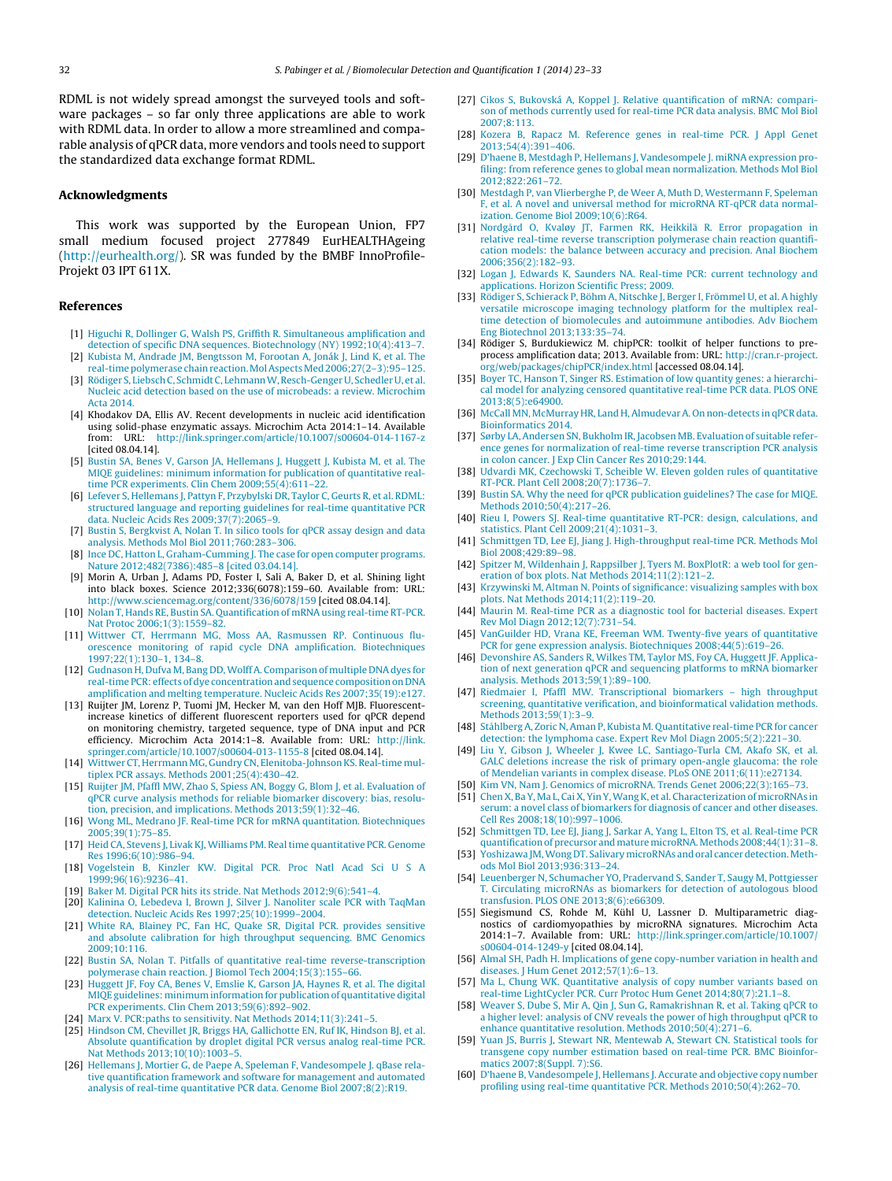RDML is not widely spread amongst the surveyed tools and software packages – so far only three applications are able to work with RDML data. In order to allow a more streamlined and comparable analysis of qPCR data, more vendors and tools need to support the standardized data exchange format RDML.

## Acknowledgments

This work was supported by the European Union, FP7 small medium focused project 277849 EurHEALTHAgeing (http://eurhealth.org/). SR was funded by the BMBF InnoProfile-Projekt 03 IPT 611X.

## References

[1] Higuchi R, Dollinger G, Walsh PS, Griffith R. Simultaneous amplification and detection of specific DNA sequences. Biotechnology (NY) 1992;10(4):413–7.

[2] Kubista M, Andrade JM, Bengtsson M, Forootan A, Jonák J, Lind K, et al. The real-time polymerase chain reaction. Mol Aspects Med 2006;27(2–3):95–125.

[3] Rödiger S, Liebsch C, Schmidt C, Lehmann W, Resch-Genger U, Schedler U, et al. Nucleic acid detection based on the use of microbeads: a review. Microchim Acta 2014.

[4] Khodakov DA, Ellis AV. Recent developments in nucleic acid identification using solid-phase enzymatic assays. Microchim Acta 2014:1–14. Available from: URL: http://link.springer.com/article/10.1007/s00604-014-1167-z [cited 08.04.14].

[5] Bustin SA, Benes V, Garson JA, Hellemans J, Huggett J, Kubista M, et al. The MIQE guidelines: minimum information for publication of quantitative real-time PCR experiments. Clin Chem 2009;55(4):611–22.

[6] Lefever S, Hellemans J, Pattyn F, Przybylski DR, Taylor C, Geurts R, et al. RDML: structured language and reporting guidelines for real-time quantitative PCR data. Nucleic Acids Res 2009;37(7):2065–9.

[7] Bustin S, Bergkvist A, Nolan T. In silico tools for qPCR assay design and data analysis. Methods Mol Biol 2011;760:283–306.

[8] Ince DC, Hatton L, Graham-Cumming J. The case for open computer programs. Nature 2012;482(7386):485–8 [cited 03.04.14].

[9] Morin A, Urban J, Adams PD, Foster I, Sali A, Baker D, et al. Shining light into black boxes. Science 2012;336(6078):159–60. Available from: URL: http://www.sciencemag.org/content/336/6078/159 [cited 08.04.14].

[10] Nolan T, Hands RE, Bustin SA. Quantification of mRNA using real-time RT-PCR. Nat Protoc 2006;1(3):1559–82.

[11] Wittwer CT, Herrmann MG, Moss AA, Rasmussen RP. Continuous fluorescence monitoring of rapid cycle DNA amplification. Biotechniques 1997;22(1):130–1, 134–8.

[12] Gudnason H, Dufva M, Bang DD, Wolff A. Comparison of multiple DNA dyes for real-time PCR: effects of dye concentration and sequence composition on DNA amplification and melting temperature. Nucleic Acids Res 2007;35(19):e127.

[13] Ruijter JM, Lorenz P, Tuomi JM, Hecker M, van den Hoff MJB. Fluorescent-increase kinetics of different fluorescent reporters used for qPCR depend on monitoring chemistry, targeted sequence, type of DNA input and PCR efficiency. Microchim Acta 2014:1–8. Available from: URL: http://link.springer.com/article/10.1007/s00604-013-1155-8 [cited 08.04.14].

[14] Wittwer CT, Herrmann MG, Gundry CN, Elenitoba-Johnson KS. Real-time multiplex PCR assays. Methods 2001;25(4):430–42.

[15] Ruijter JM, Pfaffl MW, Zhao S, Spiess AN, Boggy G, Blom J, et al. Evaluation of qPCR curve analysis methods for reliable biomarker discovery: bias, resolution, precision, and implications. Methods 2013;59(1):32–46.

[16] Wong ML, Medrano JF. Real-time PCR for mRNA quantitation. Biotechniques 2005;39(1):75–85.

[17] Heid CA, Stevens J, Livak KJ, Williams PM. Real time quantitative PCR. Genome Res 1996;6(10):986–94.

[18] Vogelstein B, Kinzler KW. Digital PCR. Proc Natl Acad Sci U S A 1999;96(16):9236–41.

[19] Baker M. Digital PCR hits its stride. Nat Methods 2012;9(6):541–4.

[20] Kalinina O, Lebedeva I, Brown J, Silver J. Nanoliter scale PCR with TaqMan detection. Nucleic Acids Res 1997;25(10):1999–2004.

[21] White RA, Blainey PC, Fan HC, Quake SR. Digital PCR. provides sensitive and absolute calibration for high throughput sequencing. BMC Genomics 2009;10:116.

[22] Bustin SA, Nolan T. Pitfalls of quantitative real-time reverse-transcription polymerase chain reaction. J Biomol Tech 2004;15(3):155–66.

[23] Huggett JF, Foy CA, Benes V, Emslie K, Garson JA, Haynes R, et al. The digital MIQE guidelines: minimum information for publication of quantitative digital PCR experiments. Clin Chem 2013;59(6):892–902.

[24] Marx V. PCR:paths to sensitivity. Nat Methods 2014;11(3):241–5.

[25] Hindson CM, Chevillet JR, Briggs HA, Gallichotte EN, Ruf IK, Hindson BJ, et al. Absolute quantification by droplet digital PCR versus analog real-time PCR. Nat Methods 2013;10(10):1003–5.

[26] Hellemans J, Mortier G, de Paepe A, Speleman F, Vandesompele J. qBase relative quantification framework and software for management and automated analysis of real-time quantitative PCR data. Genome Biol 2007;8(2):R19.

[27] Cikos S, Bukovská A, Koppel J. Relative quantification of mRNA: comparison of methods currently used for real-time PCR data analysis. BMC Mol Biol 2007;8:113.

[28] Kozera B, Rapacz M. Reference genes in real-time PCR. J Appl Genet 2013;54(4):391–406.

[29] D'haene B, Mestdagh P, Hellemans J, Vandesompele J. miRNA expression profiling: from reference genes to global mean normalization. Methods Mol Biol 2012;822:261–72.

[30] Mestdagh P, van Vlierberghe P, de Weer A, Muth D, Westermann F, Speleman F, et al. A novel and universal method for microRNA RT-qPCR data normalization. Genome Biol 2009;10(6):R64.

[31] Nordgård O, Kvaløy JT, Farmen RK, Heikkilä R. Error propagation in relative real-time reverse transcription polymerase chain reaction quantification models: the balance between accuracy and precision. Anal Biochem 2006;356(2):182–93.

[32] Logan J, Edwards K, Saunders NA. Real-time PCR: current technology and applications. Horizon Scientific Press; 2009.

[33] Rödiger S, Schierack P, Böhm A, Nitschke J, Berger I, Frömmel U, et al. A highly versatile microscope imaging technology platform for the multiplex real-time detection of biomolecules and autoimmune antibodies. Adv Biochem Eng Biotechnol 2013;133:35–74.

[34] Rödiger S, Burdukiewicz M. chipPCR: toolkit of helper functions to pre-process amplification data; 2013. Available from: URL: http://cran.r-project.org/web/packages/chipPCR/index.html [accessed 08.04.14].

[35] Boyer TC, Hanson T, Singer RS. Estimation of low quantity genes: a hierarchical model for analyzing censored quantitative real-time PCR data. PLOS ONE 2013;8(5):e64900.

[36] McCall MN, McMurray HR, Land H, Almudevar A. On non-detects in qPCR data. Bioinformatics 2014.

[37] Sørby LA, Andersen SN, Bukholm IR, Jacobsen MB. Evaluation of suitable reference genes for normalization of real-time reverse transcription PCR analysis in colon cancer. J Exp Clin Cancer Res 2010;29:144.

[38] Udvardi MK, Czechowski T, Scheible W. Eleven golden rules of quantitative RT-PCR. Plant Cell 2008;20(7):1736–7.

[39] Bustin SA. Why the need for qPCR publication guidelines? The case for MIQE. Methods 2010;50(4):217–26.

[40] Rieu I, Powers SJ. Real-time quantitative RT-PCR: design, calculations, and statistics. Plant Cell 2009;21(4):1031–3.

[41] Schmittgen TD, Lee EJ, Jiang J. High-throughput real-time PCR. Methods Mol Biol 2008;429:89–98.

[42] Spitzer M, Wildenhain J, Rappsilber J, Tyers M. BoxPlotR: a web tool for generation of box plots. Nat Methods 2014;11(2):121–2.

[43] Krzywinski M, Altman N. Points of significance: visualizing samples with box plots. Nat Methods 2014;11(2):119–20.

[44] Maurin M. Real-time PCR as a diagnostic tool for bacterial diseases. Expert Rev Mol Diagn 2012;12(7):731–54.

[45] VanGuilder HD, Vrana KE, Freeman WM. Twenty-five years of quantitative PCR for gene expression analysis. Biotechniques 2008;44(5):619–26.

[46] Devonshire AS, Sanders R, Wilkes TM, Taylor MS, Foy CA, Huggett JF. Application of next generation qPCR and sequencing platforms to mRNA biomarker analysis. Methods 2013;59(1):89–100.

[47] Riedmaier I, Pfaffl MW. Transcriptional biomarkers – high throughput screening, quantitative verification, and bioinformatical validation methods. Methods 2013;59(1):3–9.

[48] Ståhlberg A, Zoric N, Aman P, Kubista M. Quantitative real-time PCR for cancer detection: the lymphoma case. Expert Rev Mol Diagn 2005;5(2):221–30.

[49] Liu Y, Gibson J, Wheeler J, Kwee LC, Santiago-Turla CM, Akafo SK, et al. GALC deletions increase the risk of primary open-angle glaucoma: the role of Mendelian variants in complex disease. PLoS ONE 2011;6(11):e27134.

[50] Kim VN, Nam J. Genomics of microRNA. Trends Genet 2006;22(3):165–73.

[51] Chen X, Ba Y, Ma L, Cai X, Yin Y, Wang K, et al. Characterization of microRNAs in serum: a novel class of biomarkers for diagnosis of cancer and other diseases. Cell Res 2008;18(10):997–1006.

[52] Schmittgen TD, Lee EJ, Jiang J, Sarkar A, Yang L, Elton TS, et al. Real-time PCR quantification of precursor and mature microRNA. Methods 2008;44(1):31–8.

[53] Yoshizawa JM, Wong DT. Salivary microRNAs and oral cancer detection. Methods Mol Biol 2013;936:313–24.

[54] Leuenberger N, Schumacher YO, Pradervand S, Sander T, Saugy M, Pottgiesser T. Circulating microRNAs as biomarkers for detection of autologous blood transfusion. PLOS ONE 2013;8(6):e66309.

[55] Siegismund CS, Rohde M, Kühl U, Lassner D. Multiparametric diagnostics of cardiomyopathies by microRNA signatures. Microchim Acta 2014:1–7. Available from: URL: http://link.springer.com/article/10.1007/s00604-014-1249-y [cited 08.04.14].

[56] Almal SH, Padh H. Implications of gene copy-number variation in health and diseases. J Hum Genet 2012;57(1):6–13.

[57] Ma L, Chung WK. Quantitative analysis of copy number variants based on real-time LightCycler PCR. Curr Protoc Hum Genet 2014;80(7):21.1–8.

[58] Weaver S, Dube S, Mir A, Qin J, Sun G, Ramakrishnan R, et al. Taking qPCR to a higher level: analysis of CNV reveals the power of high throughput qPCR to enhance quantitative resolution. Methods 2010;50(4):271–6.

[59] Yuan JS, Burris J, Stewart NR, Mentewab A, Stewart CN. Statistical tools for transgene copy number estimation based on real-time PCR. BMC Bioinformatics 2007;8(Suppl. 7):S6.

[60] D'haene B, Vandesompele J, Hellemans J. Accurate and objective copy number profiling using real-time quantitative PCR. Methods 2010;50(4):262–70.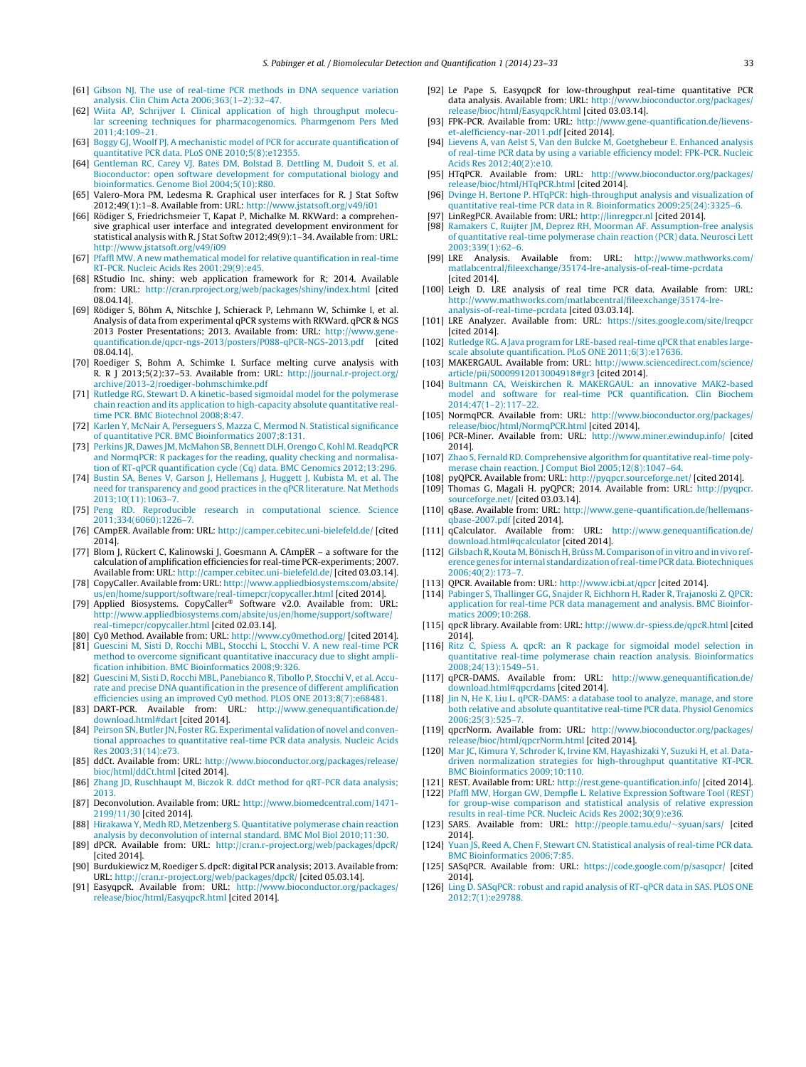[61] Gibson NJ. The use of real-time PCR methods in DNA sequence variation analysis. Clin Chim Acta 2006;363(1–2):32–47.

[62] Wiita AP, Schrijver I. Clinical application of high throughput molecular screening techniques for pharmacogenomics. Pharmgenom Pers Med 2011;4:109–21.

[63] Boggy GJ, Woolf PJ. A mechanistic model of PCR for accurate quantification of quantitative PCR data. PLoS ONE 2010;5(8):e12355.

[64] Gentleman RC, Carey VJ, Bates DM, Bolstad B, Dettling M, Dudoit S, et al. Bioconductor: open software development for computational biology and bioinformatics. Genome Biol 2004;5(10):R80.

[65] Valero-Mora PM, Ledesma R. Graphical user interfaces for R. J Stat Softw 2012;49(1):1–8. Available from: URL: http://www.jstatsoft.org/v49/i01

[66] Rödiger S, Friedrichsmeier T, Kapat P, Michalke M. RKWard: a comprehensive graphical user interface and integrated development environment for statistical analysis with R. J Stat Softw 2012;49(9):1–34. Available from: URL: http://www.jstatsoft.org/v49/i09

[67] Pfaffl MW. A new mathematical model for relative quantification in real-time RT-PCR. Nucleic Acids Res 2001;29(9):e45.

[68] RStudio Inc. shiny: web application framework for R; 2014. Available from: URL: http://cran.rproject.org/web/packages/shiny/index.html [cited 08.04.14].

[69] Rödiger S, Böhm A, Nitschke J, Schierack P, Lehmann W, Schimke I, et al. Analysis of data from experimental qPCR systems with RKWard. qPCR & NGS 2013 Poster Presentations; 2013. Available from: URL: http://www.gene-quantification.de/qpcr-ngs-2013/posters/P088-qPCR-NGS-2013.pdf [cited 08.04.14].

[70] Roediger S, Bohm A, Schimke I. Surface melting curve analysis with R. R J 2013;5(2):37–53. Available from: URL: http://journal.r-project.org/archive/2013-2/roediger-bohmschimke.pdf

[71] Rutledge RG, Stewart D. A kinetic-based sigmoidal model for the polymerase chain reaction and its application to high-capacity absolute quantitative real-time PCR. BMC Biotechnol 2008;8:47.

[72] Karlen Y, McNair A, Perseguers S, Mazza C, Mermod N. Statistical significance of quantitative PCR. BMC Bioinformatics 2007;8:131.

[73] Perkins JR, Dawes JM, McMahon SB, Bennett DLH, Orengo C, Kohl M. ReadqPCR and NormqPCR: R packages for the reading, quality checking and normalisation of RT-qPCR quantification cycle (Cq) data. BMC Genomics 2012;13:296.

[74] Bustin SA, Benes V, Garson J, Hellemans J, Huggett J, Kubista M, et al. The need for transparency and good practices in the qPCR literature. Nat Methods 2013;10(11):1063–7.

[75] Peng RD. Reproducible research in computational science. Science 2011;334(6060):1226–7.

[76] CAmpER. Available from: URL: http://camper.cebitec.uni-bielefeld.de/ [cited 2014].

[77] Blom J, Rückert C, Kalinowski J, Goesmann A. CAmpER – a software for the calculation of amplification efficiencies for real-time PCR-experiments; 2007. Available from: URL: http://camper.cebitec.uni-bielefeld.de/ [cited 03.03.14].

[78] CopyCaller. Available from: URL: http://www.appliedbiosystems.com/absite/us/en/home/support/software/real-timepcr/copycaller.html [cited 2014].

[79] Applied Biosystems. CopyCaller® Software v2.0. Available from: URL: http://www.appliedbiosystems.com/absite/us/en/home/support/software/real-timepcr/copycaller.html [cited 02.03.14].

[80] Cy0 Method. Available from: URL: http://www.cy0method.org/ [cited 2014].

[81] Guescini M, Sisti D, Rocchi MBL, Stocchi L, Stocchi V. A new real-time PCR method to overcome significant quantitative inaccuracy due to slight amplification inhibition. BMC Bioinformatics 2008;9:326.

[82] Guescini M, Sisti D, Rocchi MBL, Panebianco R, Tibollo P, Stocchi V, et al. Accurate and precise DNA quantification in the presence of different amplification efficiencies using an improved Cy0 method. PLOS ONE 2013;8(7):e68481.

[83] DART-PCR. Available from: URL: http://www.genequantification.de/download.html#dart [cited 2014].

[84] Peirson SN, Butler JN, Foster RG. Experimental validation of novel and conventional approaches to quantitative real-time PCR data analysis. Nucleic Acids Res 2003;31(14):e73.

[85] ddCt. Available from: URL: http://www.bioconductor.org/packages/release/bioc/html/ddCt.html [cited 2014].

[86] Zhang JD, Ruschhaupt M, Biczok R. ddCt method for qRT-PCR data analysis; 2013.

[87] Deconvolution. Available from: URL: http://www.biomedcentral.com/1471-2199/11/30 [cited 2014].

[88] Hirakawa Y, Medh RD, Metzenberg S. Quantitative polymerase chain reaction analysis by deconvolution of internal standard. BMC Mol Biol 2010;11:30.

[89] dPCR. Available from: URL: http://cran.r-project.org/web/packages/dpcR/ [cited 2014].

[90] Burdukiewicz M, Roediger S. dpcR: digital PCR analysis; 2013. Available from: URL: http://cran.r-project.org/web/packages/dpcR/ [cited 05.03.14].

[91] EasyqpcR. Available from: URL: http://www.bioconductor.org/packages/release/bioc/html/EasyqpcR.html [cited 2014].

[92] Le Pape S. EasyqpcR for low-throughput real-time quantitative PCR data analysis. Available from: URL: http://www.bioconductor.org/packages/release/bioc/html/EasyqpcR.html [cited 03.03.14].

[93] FPK-PCR. Available from: URL: http://www.gene-quantification.de/lievens-et-alefficiency-nar-2011.pdf [cited 2014].

[94] Lievens A, van Aelst S, Van den Bulcke M, Goetghebeur E. Enhanced analysis of real-time PCR data by using a variable efficiency model: FPK-PCR. Nucleic Acids Res 2012;40(2):e10.

[95] HTqPCR. Available from: URL: http://www.bioconductor.org/packages/release/bioc/html/HTqPCR.html [cited 2014].

[96] Dvinge H, Bertone P. HTqPCR: high-throughput analysis and visualization of quantitative real-time PCR data in R. Bioinformatics 2009;25(24):3325–6.

[97] LinRegPCR. Available from: URL: http://linregpcr.nl [cited 2014].

[98] Ramakers C, Ruijter JM, Deprez RH, Moorman AF. Assumption-free analysis of quantitative real-time polymerase chain reaction (PCR) data. Neurosci Lett 2003;339(1):62–6.

[99] LRE Analysis. Available from: URL: http://www.mathworks.com/matlabcentral/fileexchange/35174-lre-analysis-of-real-time-pcrdata [cited 2014].

[100] Leigh D. LRE analysis of real time PCR data. Available from: URL: http://www.mathworks.com/matlabcentral/fileexchange/35174-lre-analysis-of-real-time-pcrdata [cited 03.03.14].

[101] LRE Analyzer. Available from: URL: https://sites.google.com/site/lreqpcr [cited 2014].

[102] Rutledge RG. A Java program for LRE-based real-time qPCR that enables large-scale absolute quantification. PLoS ONE 2011;6(3):e17636.

[103] MAKERGAUL. Available from: URL: http://www.sciencedirect.com/science/article/pii/S0009912013004918#gr3 [cited 2014].

[104] Bultmann CA, Weiskirchen R. MAKERGAUL: an innovative MAK2-based model and software for real-time PCR quantification. Clin Biochem 2014;47(1–2):117–22.

[105] NormqPCR. Available from: URL: http://www.bioconductor.org/packages/release/bioc/html/NormqPCR.html [cited 2014].

[106] PCR-Miner. Available from: URL: http://www.miner.ewindup.info/ [cited 2014].

[107] Zhao S, Fernald RD. Comprehensive algorithm for quantitative real-time polymerase chain reaction. J Comput Biol 2005;12(8):1047–64.

[108] pyQPCR. Available from: URL: http://pyqpcr.sourceforge.net/ [cited 2014].

[109] Thomas G, Magali H. pyQPCR; 2014. Available from: URL: http://pyqpcr.sourceforge.net/ [cited 03.03.14].

[110] qBase. Available from: URL: http://www.gene-quantification.de/hellemans-qbase-2007.pdf [cited 2014].

[111] qCalculator. Available from: URL: http://www.genequantification.de/download.html#qcalculator [cited 2014].

[112] Gilsbach R, Kouta M, Bönisch H, Brüss M. Comparison of in vitro and in vivo reference genes for internal standardization of real-time PCR data. Biotechniques 2006;40(2):173–7.

[113] QPCR. Available from: URL: http://www.icbi.at/qpcr [cited 2014].

[114] Pabinger S, Thallinger GG, Snajder R, Eichhorn H, Rader R, Trajanoski Z. QPCR: application for real-time PCR data management and analysis. BMC Bioinformatics 2009;10:268.

[115] qpcR library. Available from: URL: http://www.dr-spiess.de/qpcR.html [cited 2014].

[116] Ritz C, Spiess A. qpcR: an R package for sigmoidal model selection in quantitative real-time polymerase chain reaction analysis. Bioinformatics 2008;24(13):1549–51.

[117] qPCR-DAMS. Available from: URL: http://www.genequantification.de/download.html#qpcrdams [cited 2014].

[118] Jin N, He K, Liu L. qPCR-DAMS: a database tool to analyze, manage, and store both relative and absolute quantitative real-time PCR data. Physiol Genomics 2006;25(3):525–7.

[119] qpcrNorm. Available from: URL: http://www.bioconductor.org/packages/release/bioc/html/qpcrNorm.html [cited 2014].

[120] Mar JC, Kimura Y, Schroder K, Irvine KM, Hayashizaki Y, Suzuki H, et al. Data-driven normalization strategies for high-throughput quantitative RT-PCR. BMC Bioinformatics 2009;10:110.

[121] REST. Available from: URL: http://rest.gene-quantification.info/ [cited 2014].

[122] Pfaffl MW, Horgan GW, Dempfle L. Relative Expression Software Tool (REST) for group-wise comparison and statistical analysis of relative expression results in real-time PCR. Nucleic Acids Res 2002;30(9):e36.

[123] SARS. Available from: URL: http://people.tamu.edu/~syuan/sars/ [cited 2014].

[124] Yuan JS, Reed A, Chen F, Stewart CN. Statistical analysis of real-time PCR data. BMC Bioinformatics 2006;7:85.

[125] SASqPCR. Available from: URL: https://code.google.com/p/sasqpcr/ [cited 2014].

[126] Ling D. SASqPCR: robust and rapid analysis of RT-qPCR data in SAS. PLOS ONE 2012;7(1):e29788.